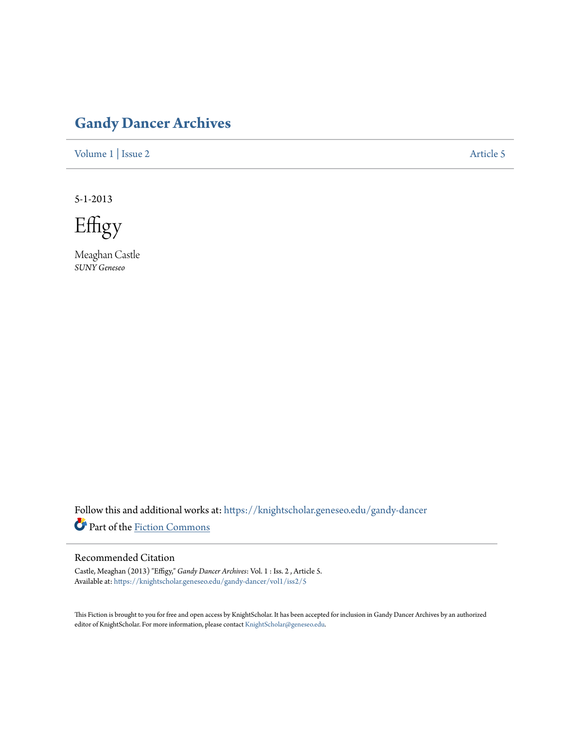# Gandy Dancer Archives

Volume 1 | Issue 2 — Article 5

5-1-2013

# Effigy

Meaghan Castle
*SUNY Geneseo*

Follow this and additional works at: https://knightscholar.geneseo.edu/gandy-dancer

Part of the Fiction Commons

## Recommended Citation

Castle, Meaghan (2013) "Effigy," *Gandy Dancer Archives*: Vol. 1 : Iss. 2 , Article 5.
Available at: https://knightscholar.geneseo.edu/gandy-dancer/vol1/iss2/5

This Fiction is brought to you for free and open access by KnightScholar. It has been accepted for inclusion in Gandy Dancer Archives by an authorized editor of KnightScholar. For more information, please contact KnightScholar@geneseo.edu.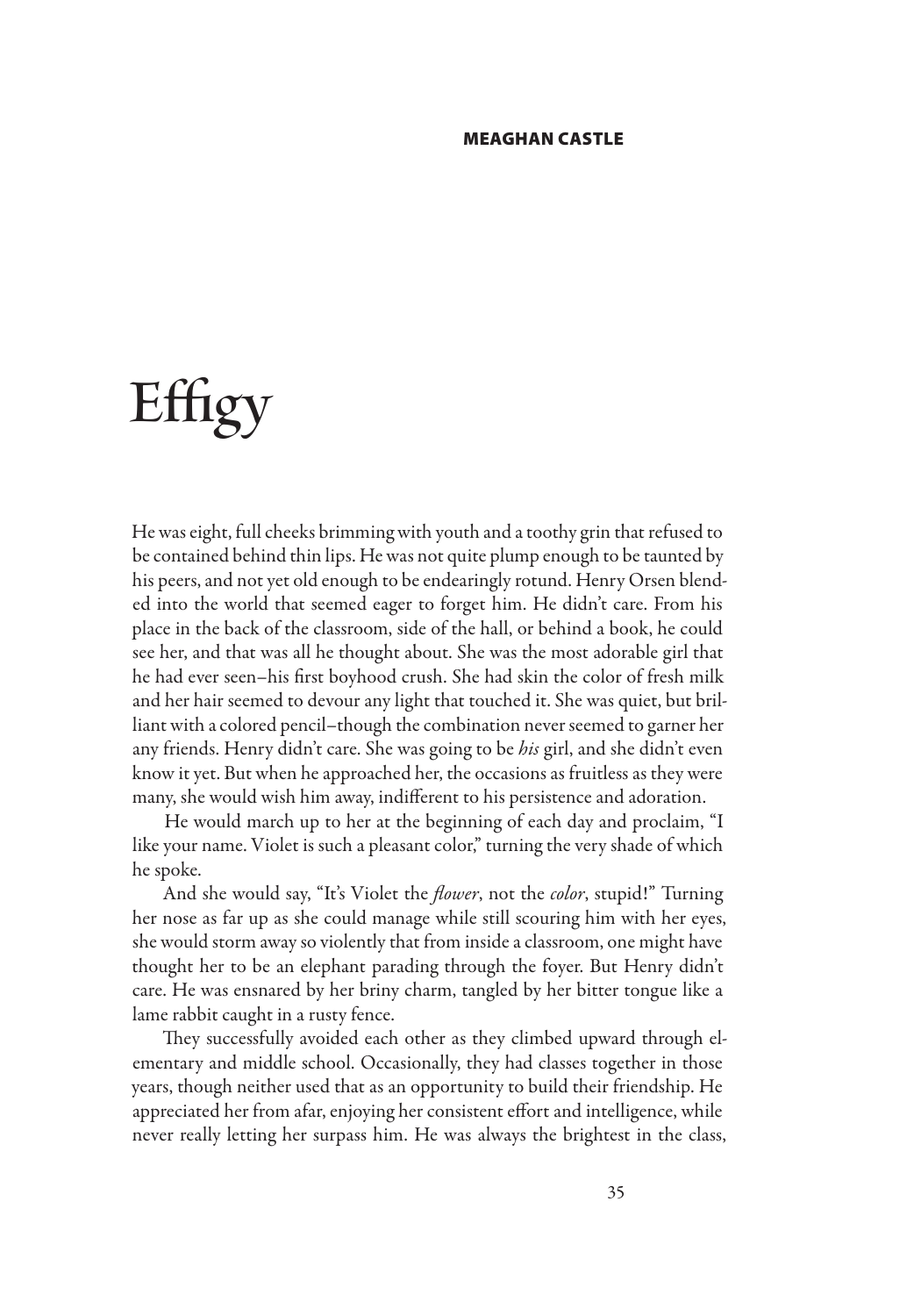**MEAGHAN CASTLE**

# Effigy

He was eight, full cheeks brimming with youth and a toothy grin that refused to be contained behind thin lips. He was not quite plump enough to be taunted by his peers, and not yet old enough to be endearingly rotund. Henry Orsen blended into the world that seemed eager to forget him. He didn't care. From his place in the back of the classroom, side of the hall, or behind a book, he could see her, and that was all he thought about. She was the most adorable girl that he had ever seen–his first boyhood crush. She had skin the color of fresh milk and her hair seemed to devour any light that touched it. She was quiet, but brilliant with a colored pencil–though the combination never seemed to garner her any friends. Henry didn't care. She was going to be *his* girl, and she didn't even know it yet. But when he approached her, the occasions as fruitless as they were many, she would wish him away, indifferent to his persistence and adoration.

He would march up to her at the beginning of each day and proclaim, "I like your name. Violet is such a pleasant color," turning the very shade of which he spoke.

And she would say, "It's Violet the *flower*, not the *color*, stupid!" Turning her nose as far up as she could manage while still scouring him with her eyes, she would storm away so violently that from inside a classroom, one might have thought her to be an elephant parading through the foyer. But Henry didn't care. He was ensnared by her briny charm, tangled by her bitter tongue like a lame rabbit caught in a rusty fence.

They successfully avoided each other as they climbed upward through elementary and middle school. Occasionally, they had classes together in those years, though neither used that as an opportunity to build their friendship. He appreciated her from afar, enjoying her consistent effort and intelligence, while never really letting her surpass him. He was always the brightest in the class,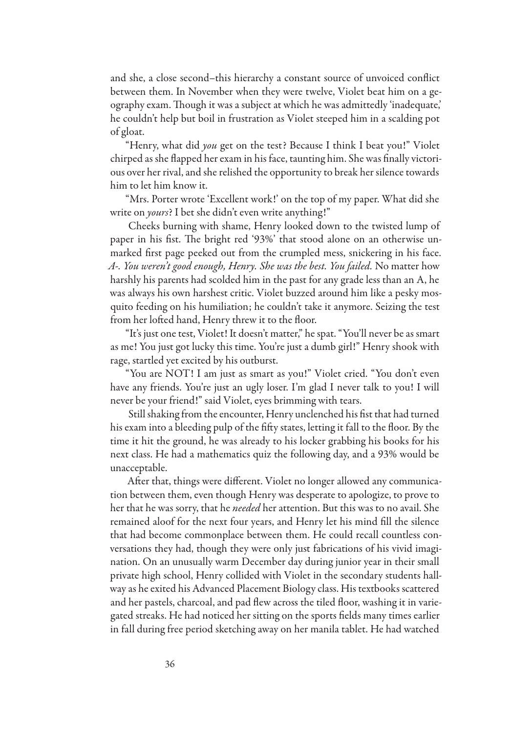and she, a close second–this hierarchy a constant source of unvoiced conflict between them. In November when they were twelve, Violet beat him on a geography exam. Though it was a subject at which he was admittedly 'inadequate,' he couldn't help but boil in frustration as Violet steeped him in a scalding pot of gloat.

"Henry, what did *you* get on the test? Because I think I beat you!" Violet chirped as she flapped her exam in his face, taunting him. She was finally victorious over her rival, and she relished the opportunity to break her silence towards him to let him know it.

"Mrs. Porter wrote 'Excellent work!' on the top of my paper. What did she write on *yours*? I bet she didn't even write anything!"

Cheeks burning with shame, Henry looked down to the twisted lump of paper in his fist. The bright red '93%' that stood alone on an otherwise unmarked first page peeked out from the crumpled mess, snickering in his face. *A-. You weren't good enough, Henry. She was the best. You failed.* No matter how harshly his parents had scolded him in the past for any grade less than an A, he was always his own harshest critic. Violet buzzed around him like a pesky mosquito feeding on his humiliation; he couldn't take it anymore. Seizing the test from her lofted hand, Henry threw it to the floor.

"It's just one test, Violet! It doesn't matter," he spat. "You'll never be as smart as me! You just got lucky this time. You're just a dumb girl!" Henry shook with rage, startled yet excited by his outburst.

"You are NOT! I am just as smart as you!" Violet cried. "You don't even have any friends. You're just an ugly loser. I'm glad I never talk to you! I will never be your friend!" said Violet, eyes brimming with tears.

Still shaking from the encounter, Henry unclenched his fist that had turned his exam into a bleeding pulp of the fifty states, letting it fall to the floor. By the time it hit the ground, he was already to his locker grabbing his books for his next class. He had a mathematics quiz the following day, and a 93% would be unacceptable.

After that, things were different. Violet no longer allowed any communication between them, even though Henry was desperate to apologize, to prove to her that he was sorry, that he *needed* her attention. But this was to no avail. She remained aloof for the next four years, and Henry let his mind fill the silence that had become commonplace between them. He could recall countless conversations they had, though they were only just fabrications of his vivid imagination. On an unusually warm December day during junior year in their small private high school, Henry collided with Violet in the secondary students hallway as he exited his Advanced Placement Biology class. His textbooks scattered and her pastels, charcoal, and pad flew across the tiled floor, washing it in variegated streaks. He had noticed her sitting on the sports fields many times earlier in fall during free period sketching away on her manila tablet. He had watched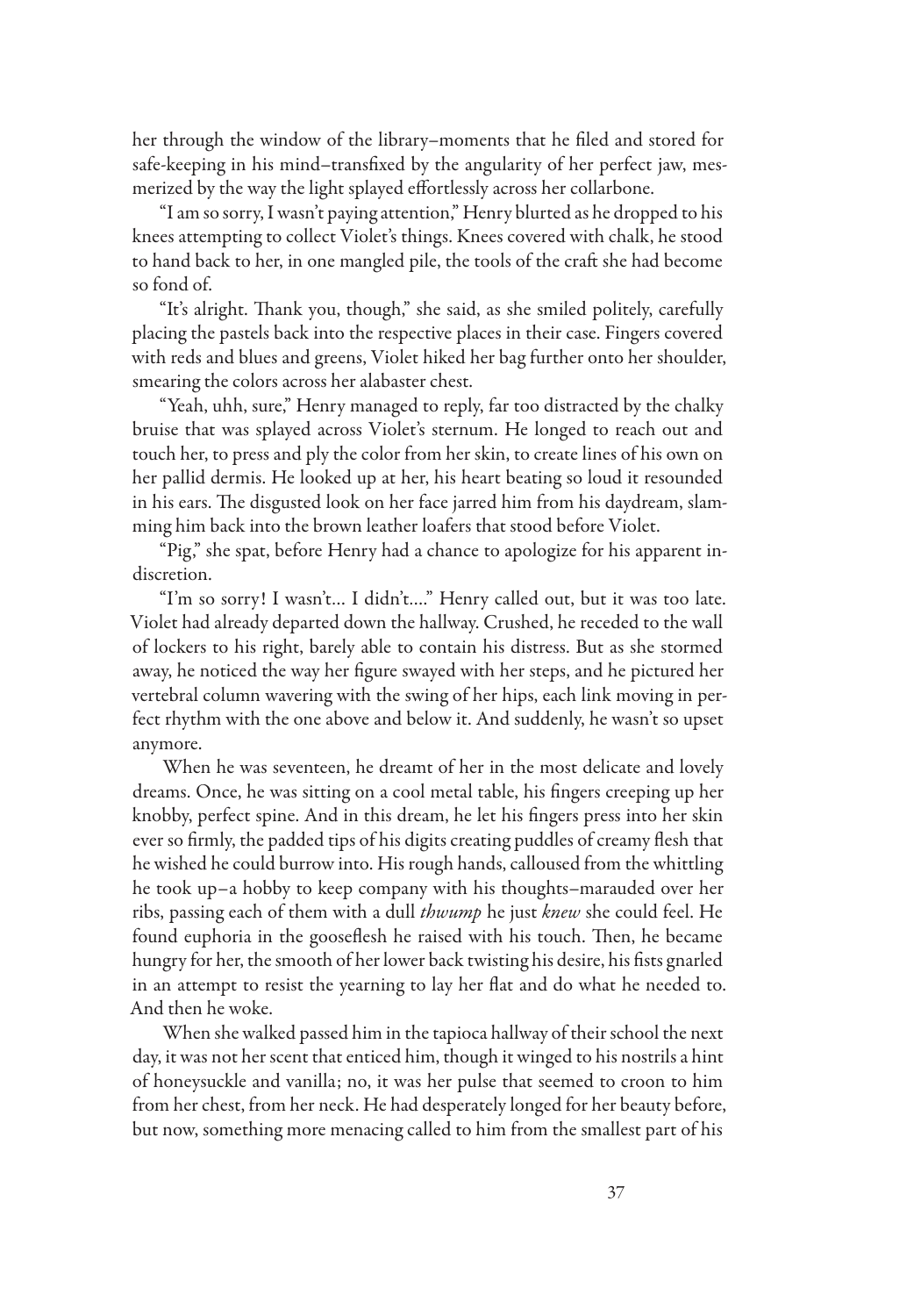her through the window of the library–moments that he filed and stored for safe-keeping in his mind–transfixed by the angularity of her perfect jaw, mesmerized by the way the light splayed effortlessly across her collarbone.

"I am so sorry, I wasn't paying attention," Henry blurted as he dropped to his knees attempting to collect Violet's things. Knees covered with chalk, he stood to hand back to her, in one mangled pile, the tools of the craft she had become so fond of.

"It's alright. Thank you, though," she said, as she smiled politely, carefully placing the pastels back into the respective places in their case. Fingers covered with reds and blues and greens, Violet hiked her bag further onto her shoulder, smearing the colors across her alabaster chest.

"Yeah, uhh, sure," Henry managed to reply, far too distracted by the chalky bruise that was splayed across Violet's sternum. He longed to reach out and touch her, to press and ply the color from her skin, to create lines of his own on her pallid dermis. He looked up at her, his heart beating so loud it resounded in his ears. The disgusted look on her face jarred him from his daydream, slamming him back into the brown leather loafers that stood before Violet.

"Pig," she spat, before Henry had a chance to apologize for his apparent indiscretion.

"I'm so sorry! I wasn't... I didn't...." Henry called out, but it was too late. Violet had already departed down the hallway. Crushed, he receded to the wall of lockers to his right, barely able to contain his distress. But as she stormed away, he noticed the way her figure swayed with her steps, and he pictured her vertebral column wavering with the swing of her hips, each link moving in perfect rhythm with the one above and below it. And suddenly, he wasn't so upset anymore.

When he was seventeen, he dreamt of her in the most delicate and lovely dreams. Once, he was sitting on a cool metal table, his fingers creeping up her knobby, perfect spine. And in this dream, he let his fingers press into her skin ever so firmly, the padded tips of his digits creating puddles of creamy flesh that he wished he could burrow into. His rough hands, calloused from the whittling he took up–a hobby to keep company with his thoughts–marauded over her ribs, passing each of them with a dull *thwump* he just *knew* she could feel. He found euphoria in the gooseflesh he raised with his touch. Then, he became hungry for her, the smooth of her lower back twisting his desire, his fists gnarled in an attempt to resist the yearning to lay her flat and do what he needed to. And then he woke.

When she walked passed him in the tapioca hallway of their school the next day, it was not her scent that enticed him, though it winged to his nostrils a hint of honeysuckle and vanilla; no, it was her pulse that seemed to croon to him from her chest, from her neck. He had desperately longed for her beauty before, but now, something more menacing called to him from the smallest part of his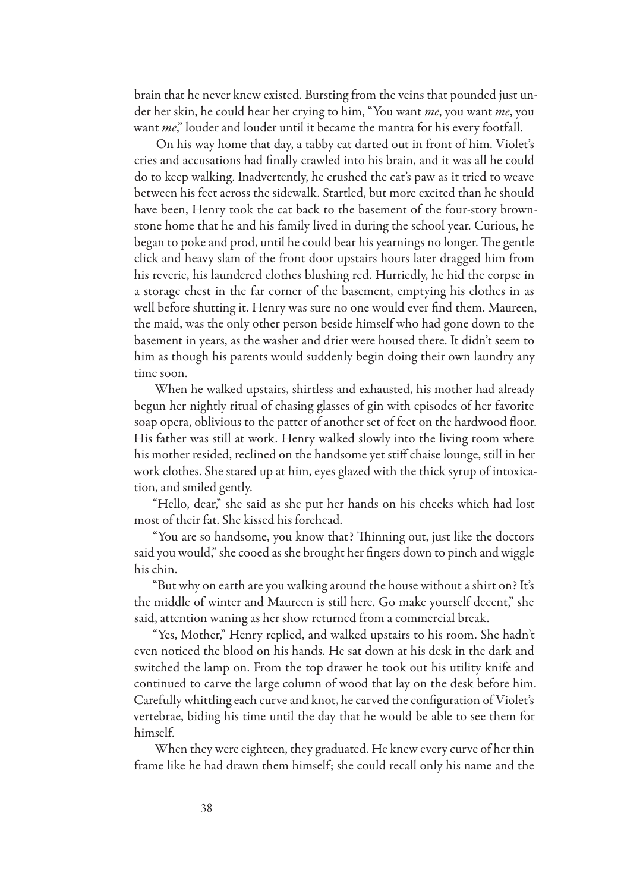brain that he never knew existed. Bursting from the veins that pounded just under her skin, he could hear her crying to him, "You want *me*, you want *me*, you want *me*," louder and louder until it became the mantra for his every footfall.

On his way home that day, a tabby cat darted out in front of him. Violet's cries and accusations had finally crawled into his brain, and it was all he could do to keep walking. Inadvertently, he crushed the cat's paw as it tried to weave between his feet across the sidewalk. Startled, but more excited than he should have been, Henry took the cat back to the basement of the four-story brownstone home that he and his family lived in during the school year. Curious, he began to poke and prod, until he could bear his yearnings no longer. The gentle click and heavy slam of the front door upstairs hours later dragged him from his reverie, his laundered clothes blushing red. Hurriedly, he hid the corpse in a storage chest in the far corner of the basement, emptying his clothes in as well before shutting it. Henry was sure no one would ever find them. Maureen, the maid, was the only other person beside himself who had gone down to the basement in years, as the washer and drier were housed there. It didn't seem to him as though his parents would suddenly begin doing their own laundry any time soon.

When he walked upstairs, shirtless and exhausted, his mother had already begun her nightly ritual of chasing glasses of gin with episodes of her favorite soap opera, oblivious to the patter of another set of feet on the hardwood floor. His father was still at work. Henry walked slowly into the living room where his mother resided, reclined on the handsome yet stiff chaise lounge, still in her work clothes. She stared up at him, eyes glazed with the thick syrup of intoxication, and smiled gently.

"Hello, dear," she said as she put her hands on his cheeks which had lost most of their fat. She kissed his forehead.

"You are so handsome, you know that? Thinning out, just like the doctors said you would," she cooed as she brought her fingers down to pinch and wiggle his chin.

"But why on earth are you walking around the house without a shirt on? It's the middle of winter and Maureen is still here. Go make yourself decent," she said, attention waning as her show returned from a commercial break.

"Yes, Mother," Henry replied, and walked upstairs to his room. She hadn't even noticed the blood on his hands. He sat down at his desk in the dark and switched the lamp on. From the top drawer he took out his utility knife and continued to carve the large column of wood that lay on the desk before him. Carefully whittling each curve and knot, he carved the configuration of Violet's vertebrae, biding his time until the day that he would be able to see them for himself.

When they were eighteen, they graduated. He knew every curve of her thin frame like he had drawn them himself; she could recall only his name and the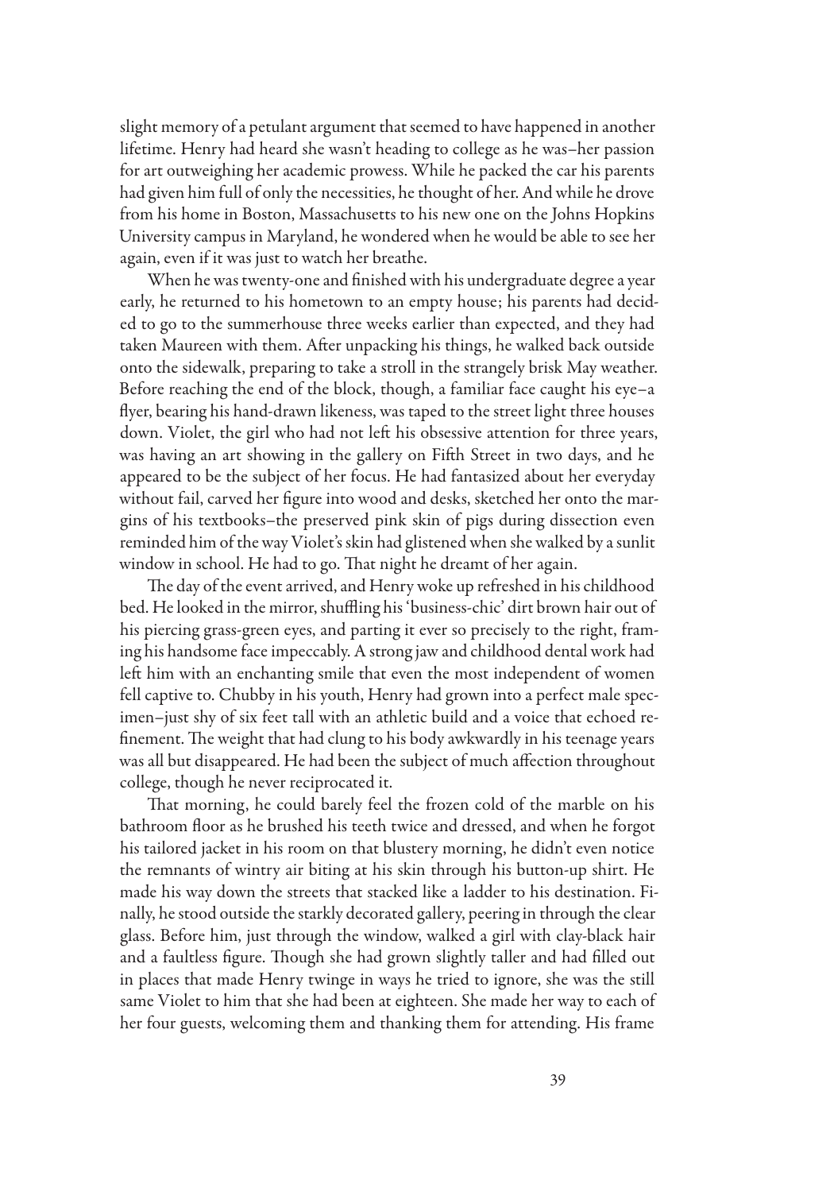slight memory of a petulant argument that seemed to have happened in another lifetime. Henry had heard she wasn't heading to college as he was–her passion for art outweighing her academic prowess. While he packed the car his parents had given him full of only the necessities, he thought of her. And while he drove from his home in Boston, Massachusetts to his new one on the Johns Hopkins University campus in Maryland, he wondered when he would be able to see her again, even if it was just to watch her breathe.

When he was twenty-one and finished with his undergraduate degree a year early, he returned to his hometown to an empty house; his parents had decided to go to the summerhouse three weeks earlier than expected, and they had taken Maureen with them. After unpacking his things, he walked back outside onto the sidewalk, preparing to take a stroll in the strangely brisk May weather. Before reaching the end of the block, though, a familiar face caught his eye–a flyer, bearing his hand-drawn likeness, was taped to the street light three houses down. Violet, the girl who had not left his obsessive attention for three years, was having an art showing in the gallery on Fifth Street in two days, and he appeared to be the subject of her focus. He had fantasized about her everyday without fail, carved her figure into wood and desks, sketched her onto the margins of his textbooks–the preserved pink skin of pigs during dissection even reminded him of the way Violet's skin had glistened when she walked by a sunlit window in school. He had to go. That night he dreamt of her again.

The day of the event arrived, and Henry woke up refreshed in his childhood bed. He looked in the mirror, shuffling his 'business-chic' dirt brown hair out of his piercing grass-green eyes, and parting it ever so precisely to the right, framing his handsome face impeccably. A strong jaw and childhood dental work had left him with an enchanting smile that even the most independent of women fell captive to. Chubby in his youth, Henry had grown into a perfect male specimen–just shy of six feet tall with an athletic build and a voice that echoed refinement. The weight that had clung to his body awkwardly in his teenage years was all but disappeared. He had been the subject of much affection throughout college, though he never reciprocated it.

That morning, he could barely feel the frozen cold of the marble on his bathroom floor as he brushed his teeth twice and dressed, and when he forgot his tailored jacket in his room on that blustery morning, he didn't even notice the remnants of wintry air biting at his skin through his button-up shirt. He made his way down the streets that stacked like a ladder to his destination. Finally, he stood outside the starkly decorated gallery, peering in through the clear glass. Before him, just through the window, walked a girl with clay-black hair and a faultless figure. Though she had grown slightly taller and had filled out in places that made Henry twinge in ways he tried to ignore, she was the still same Violet to him that she had been at eighteen. She made her way to each of her four guests, welcoming them and thanking them for attending. His frame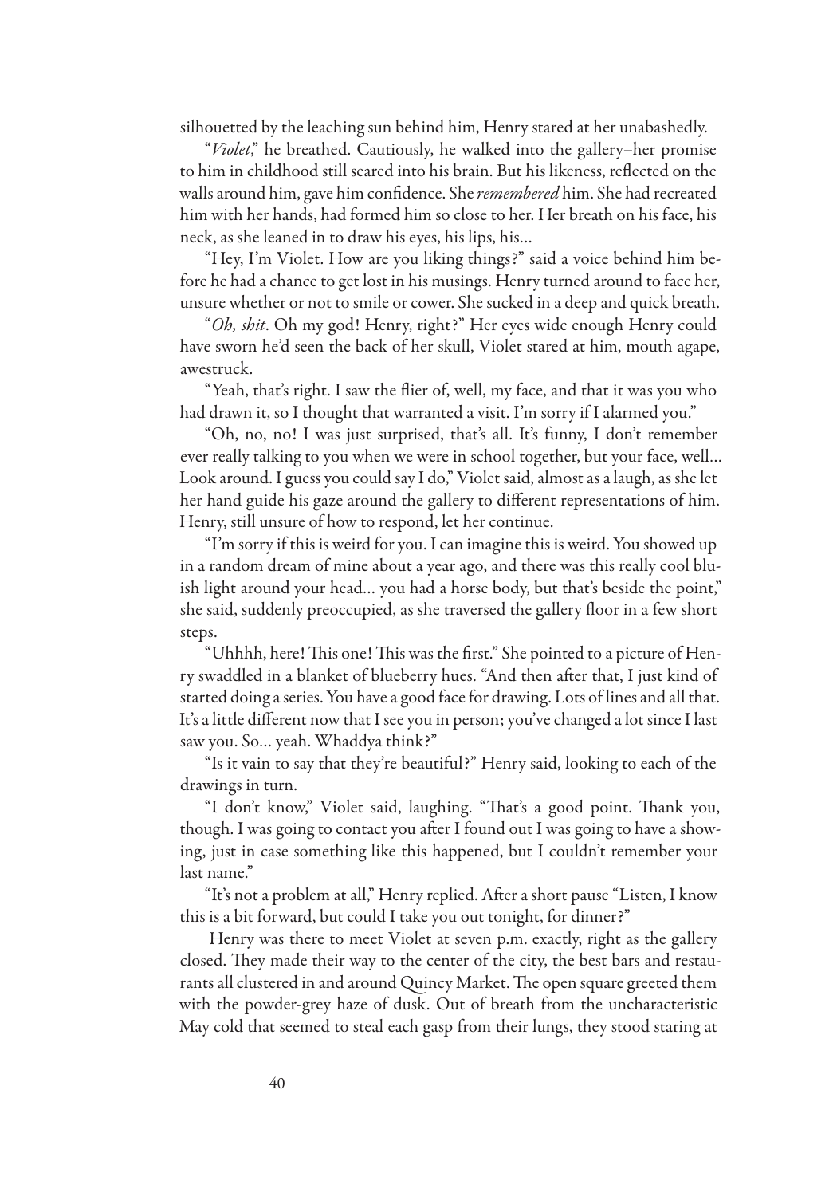silhouetted by the leaching sun behind him, Henry stared at her unabashedly.

"*Violet*," he breathed. Cautiously, he walked into the gallery–her promise to him in childhood still seared into his brain. But his likeness, reflected on the walls around him, gave him confidence. She *remembered* him. She had recreated him with her hands, had formed him so close to her. Her breath on his face, his neck, as she leaned in to draw his eyes, his lips, his…

"Hey, I'm Violet. How are you liking things?" said a voice behind him before he had a chance to get lost in his musings. Henry turned around to face her, unsure whether or not to smile or cower. She sucked in a deep and quick breath.

"*Oh, shit*. Oh my god! Henry, right?" Her eyes wide enough Henry could have sworn he'd seen the back of her skull, Violet stared at him, mouth agape, awestruck.

"Yeah, that's right. I saw the flier of, well, my face, and that it was you who had drawn it, so I thought that warranted a visit. I'm sorry if I alarmed you."

"Oh, no, no! I was just surprised, that's all. It's funny, I don't remember ever really talking to you when we were in school together, but your face, well… Look around. I guess you could say I do," Violet said, almost as a laugh, as she let her hand guide his gaze around the gallery to different representations of him. Henry, still unsure of how to respond, let her continue.

"I'm sorry if this is weird for you. I can imagine this is weird. You showed up in a random dream of mine about a year ago, and there was this really cool bluish light around your head… you had a horse body, but that's beside the point," she said, suddenly preoccupied, as she traversed the gallery floor in a few short steps.

"Uhhhh, here! This one! This was the first." She pointed to a picture of Henry swaddled in a blanket of blueberry hues. "And then after that, I just kind of started doing a series. You have a good face for drawing. Lots of lines and all that. It's a little different now that I see you in person; you've changed a lot since I last saw you. So… yeah. Whaddya think?"

"Is it vain to say that they're beautiful?" Henry said, looking to each of the drawings in turn.

"I don't know," Violet said, laughing. "That's a good point. Thank you, though. I was going to contact you after I found out I was going to have a showing, just in case something like this happened, but I couldn't remember your last name."

"It's not a problem at all," Henry replied. After a short pause "Listen, I know this is a bit forward, but could I take you out tonight, for dinner?"

Henry was there to meet Violet at seven p.m. exactly, right as the gallery closed. They made their way to the center of the city, the best bars and restaurants all clustered in and around Quincy Market. The open square greeted them with the powder-grey haze of dusk. Out of breath from the uncharacteristic May cold that seemed to steal each gasp from their lungs, they stood staring at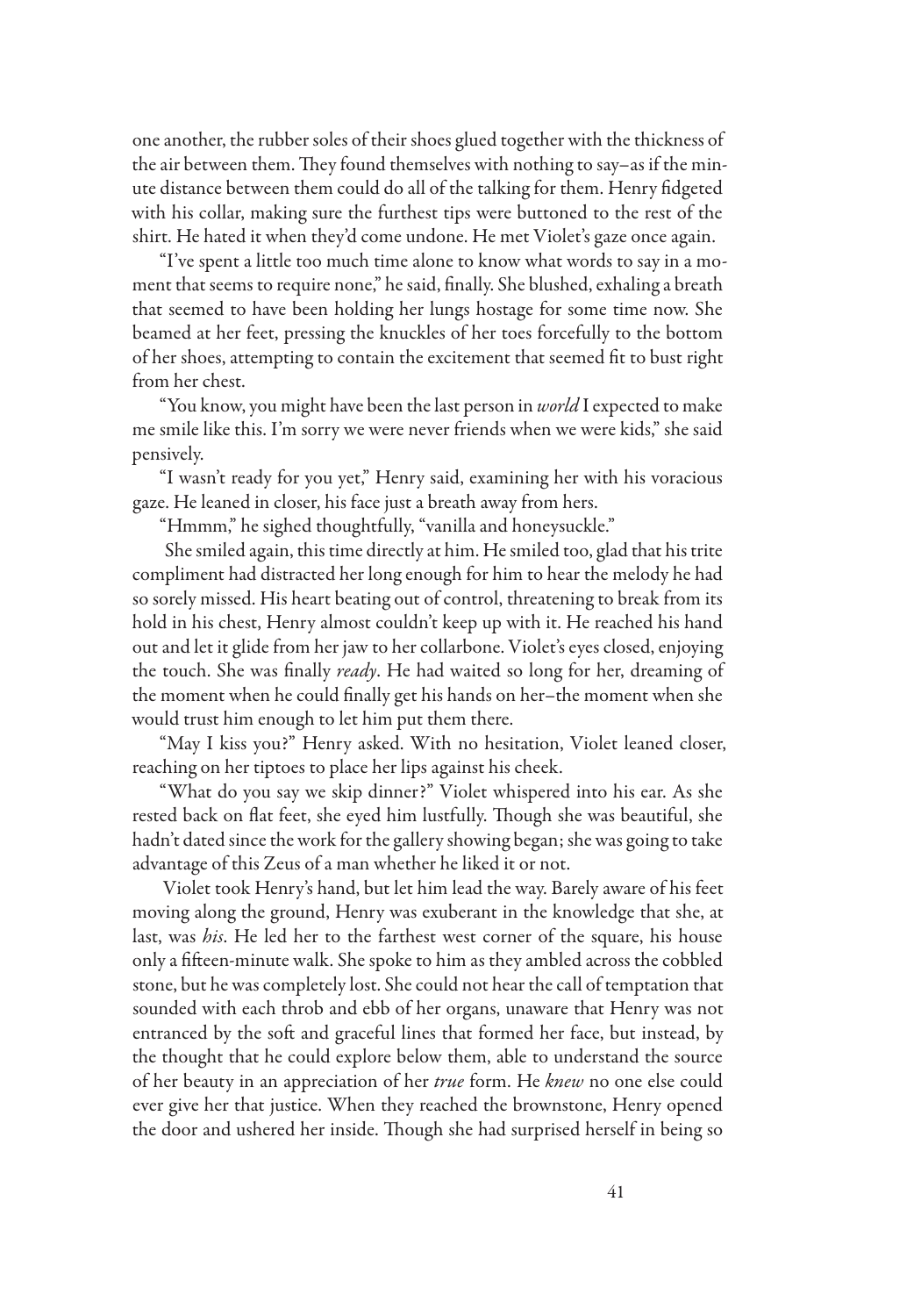one another, the rubber soles of their shoes glued together with the thickness of the air between them. They found themselves with nothing to say–as if the minute distance between them could do all of the talking for them. Henry fidgeted with his collar, making sure the furthest tips were buttoned to the rest of the shirt. He hated it when they'd come undone. He met Violet's gaze once again.

"I've spent a little too much time alone to know what words to say in a moment that seems to require none," he said, finally. She blushed, exhaling a breath that seemed to have been holding her lungs hostage for some time now. She beamed at her feet, pressing the knuckles of her toes forcefully to the bottom of her shoes, attempting to contain the excitement that seemed fit to bust right from her chest.

"You know, you might have been the last person in *world* I expected to make me smile like this. I'm sorry we were never friends when we were kids," she said pensively.

"I wasn't ready for you yet," Henry said, examining her with his voracious gaze. He leaned in closer, his face just a breath away from hers.

"Hmmm," he sighed thoughtfully, "vanilla and honeysuckle."

She smiled again, this time directly at him. He smiled too, glad that his trite compliment had distracted her long enough for him to hear the melody he had so sorely missed. His heart beating out of control, threatening to break from its hold in his chest, Henry almost couldn't keep up with it. He reached his hand out and let it glide from her jaw to her collarbone. Violet's eyes closed, enjoying the touch. She was finally *ready*. He had waited so long for her, dreaming of the moment when he could finally get his hands on her–the moment when she would trust him enough to let him put them there.

"May I kiss you?" Henry asked. With no hesitation, Violet leaned closer, reaching on her tiptoes to place her lips against his cheek.

"What do you say we skip dinner?" Violet whispered into his ear. As she rested back on flat feet, she eyed him lustfully. Though she was beautiful, she hadn't dated since the work for the gallery showing began; she was going to take advantage of this Zeus of a man whether he liked it or not.

Violet took Henry's hand, but let him lead the way. Barely aware of his feet moving along the ground, Henry was exuberant in the knowledge that she, at last, was *his*. He led her to the farthest west corner of the square, his house only a fifteen-minute walk. She spoke to him as they ambled across the cobbled stone, but he was completely lost. She could not hear the call of temptation that sounded with each throb and ebb of her organs, unaware that Henry was not entranced by the soft and graceful lines that formed her face, but instead, by the thought that he could explore below them, able to understand the source of her beauty in an appreciation of her *true* form. He *knew* no one else could ever give her that justice. When they reached the brownstone, Henry opened the door and ushered her inside. Though she had surprised herself in being so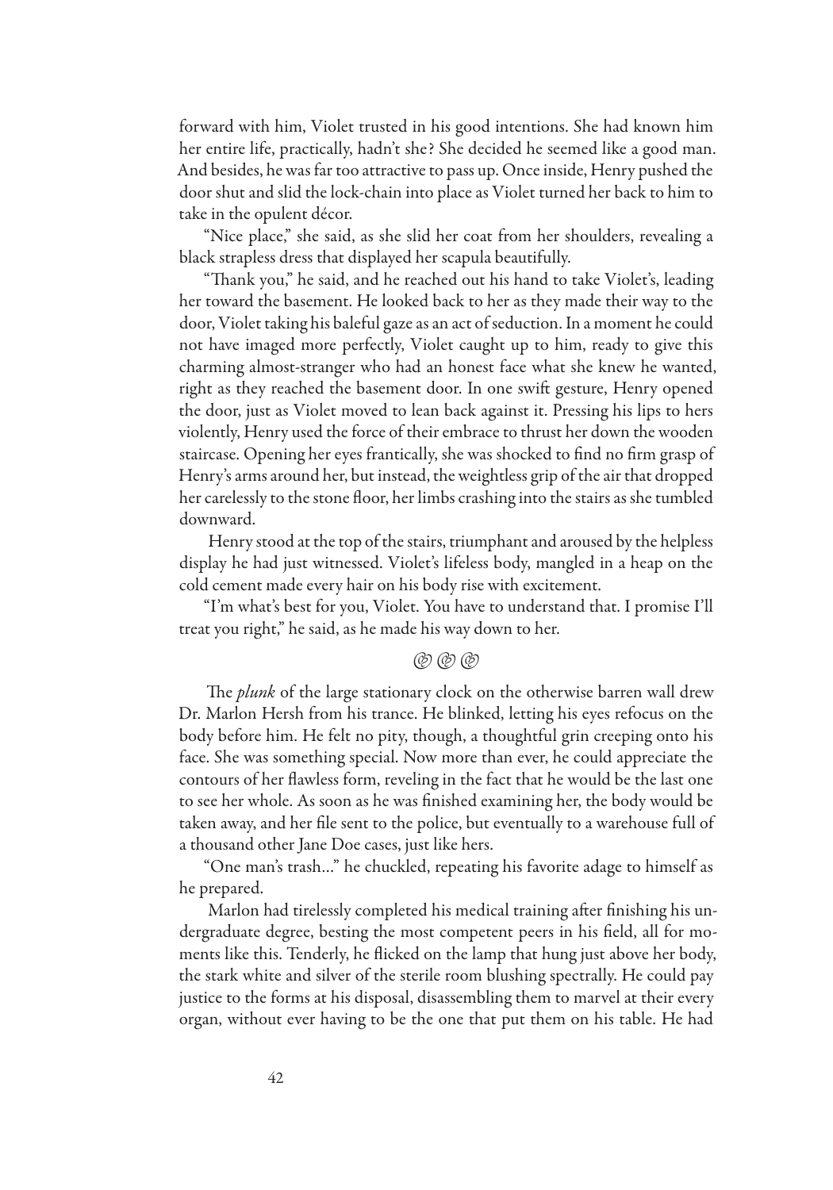forward with him, Violet trusted in his good intentions. She had known him her entire life, practically, hadn't she? She decided he seemed like a good man. And besides, he was far too attractive to pass up. Once inside, Henry pushed the door shut and slid the lock-chain into place as Violet turned her back to him to take in the opulent décor.

"Nice place," she said, as she slid her coat from her shoulders, revealing a black strapless dress that displayed her scapula beautifully.

"Thank you," he said, and he reached out his hand to take Violet's, leading her toward the basement. He looked back to her as they made their way to the door, Violet taking his baleful gaze as an act of seduction. In a moment he could not have imaged more perfectly, Violet caught up to him, ready to give this charming almost-stranger who had an honest face what she knew he wanted, right as they reached the basement door. In one swift gesture, Henry opened the door, just as Violet moved to lean back against it. Pressing his lips to hers violently, Henry used the force of their embrace to thrust her down the wooden staircase. Opening her eyes frantically, she was shocked to find no firm grasp of Henry's arms around her, but instead, the weightless grip of the air that dropped her carelessly to the stone floor, her limbs crashing into the stairs as she tumbled downward.

Henry stood at the top of the stairs, triumphant and aroused by the helpless display he had just witnessed. Violet's lifeless body, mangled in a heap on the cold cement made every hair on his body rise with excitement.

"I'm what's best for you, Violet. You have to understand that. I promise I'll treat you right," he said, as he made his way down to her.

@ @ @

The *plunk* of the large stationary clock on the otherwise barren wall drew Dr. Marlon Hersh from his trance. He blinked, letting his eyes refocus on the body before him. He felt no pity, though, a thoughtful grin creeping onto his face. She was something special. Now more than ever, he could appreciate the contours of her flawless form, reveling in the fact that he would be the last one to see her whole. As soon as he was finished examining her, the body would be taken away, and her file sent to the police, but eventually to a warehouse full of a thousand other Jane Doe cases, just like hers.

"One man's trash..." he chuckled, repeating his favorite adage to himself as he prepared.

Marlon had tirelessly completed his medical training after finishing his undergraduate degree, besting the most competent peers in his field, all for moments like this. Tenderly, he flicked on the lamp that hung just above her body, the stark white and silver of the sterile room blushing spectrally. He could pay justice to the forms at his disposal, disassembling them to marvel at their every organ, without ever having to be the one that put them on his table. He had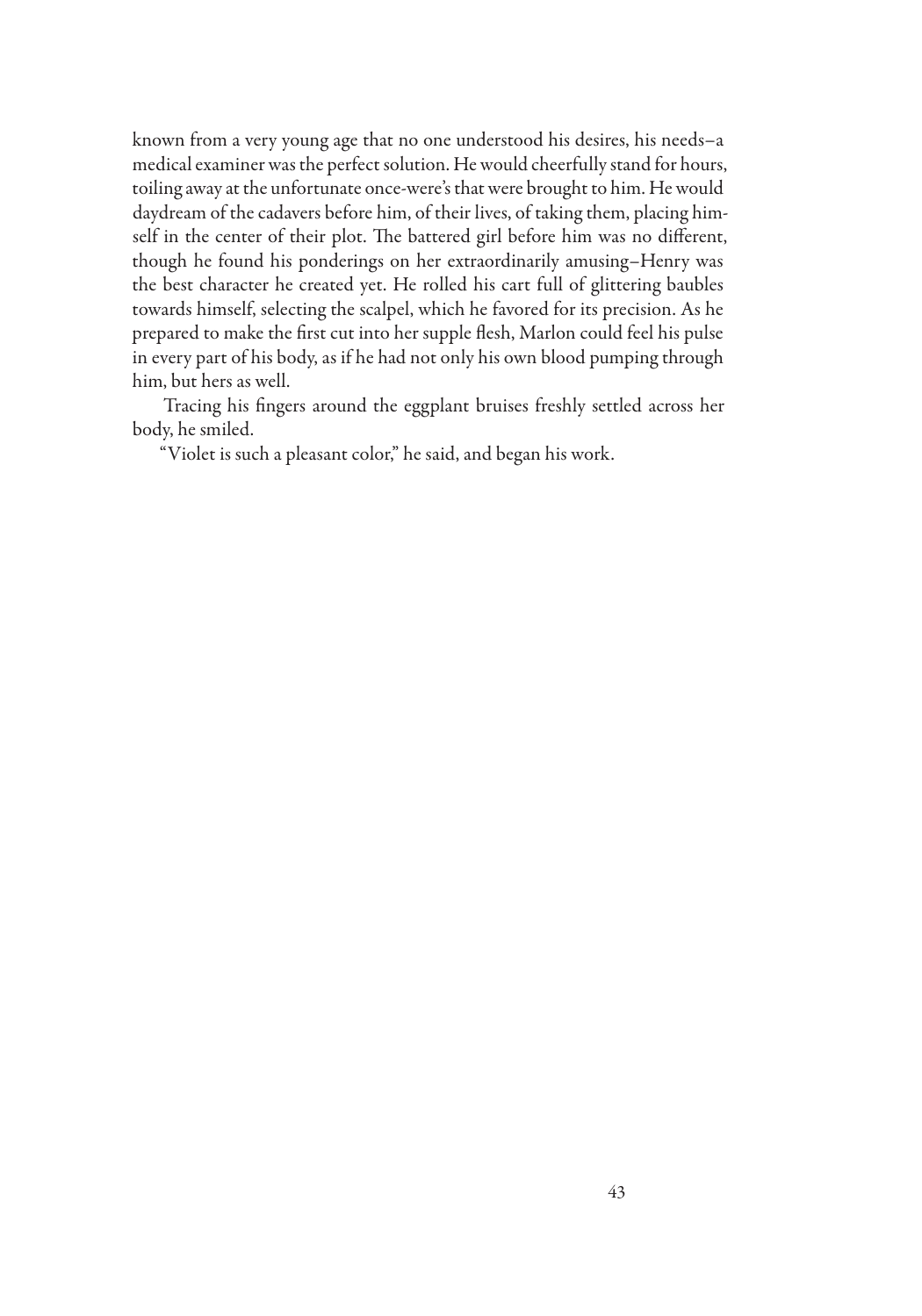known from a very young age that no one understood his desires, his needs–a medical examiner was the perfect solution. He would cheerfully stand for hours, toiling away at the unfortunate once-were's that were brought to him. He would daydream of the cadavers before him, of their lives, of taking them, placing himself in the center of their plot. The battered girl before him was no different, though he found his ponderings on her extraordinarily amusing–Henry was the best character he created yet. He rolled his cart full of glittering baubles towards himself, selecting the scalpel, which he favored for its precision. As he prepared to make the first cut into her supple flesh, Marlon could feel his pulse in every part of his body, as if he had not only his own blood pumping through him, but hers as well.

Tracing his fingers around the eggplant bruises freshly settled across her body, he smiled.

"Violet is such a pleasant color," he said, and began his work.